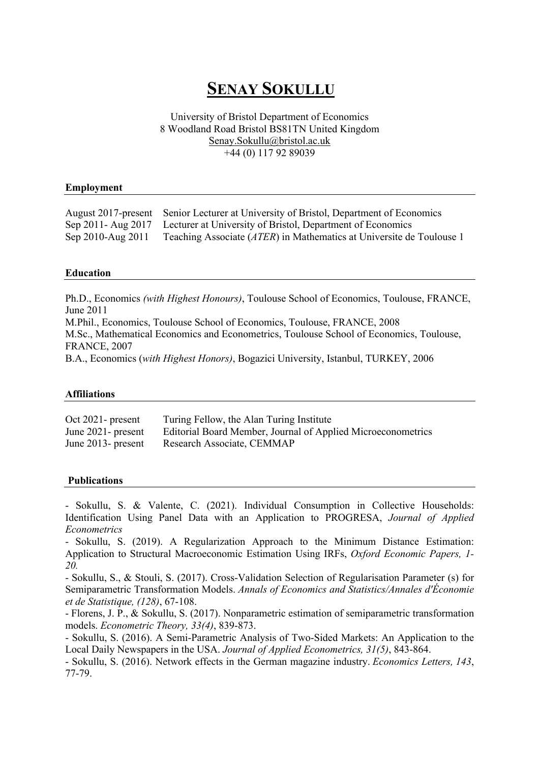# SENAY SOKULLU

University of Bristol Department of Economics
8 Woodland Road Bristol BS81TN United Kingdom
Senay.Sokullu@bristol.ac.uk
+44 (0) 117 92 89039

**Employment**

| | |
|---|---|
| August 2017-present | Senior Lecturer at University of Bristol, Department of Economics |
| Sep 2011- Aug 2017 | Lecturer at University of Bristol, Department of Economics |
| Sep 2010-Aug 2011 | Teaching Associate (*ATER*) in Mathematics at Universite de Toulouse 1 |

**Education**

Ph.D., Economics *(with Highest Honours)*, Toulouse School of Economics, Toulouse, FRANCE, June 2011
M.Phil., Economics, Toulouse School of Economics, Toulouse, FRANCE, 2008
M.Sc., Mathematical Economics and Econometrics, Toulouse School of Economics, Toulouse, FRANCE, 2007
B.A., Economics (*with Highest Honors)*, Bogazici University, Istanbul, TURKEY, 2006

**Affiliations**

| | |
|---|---|
| Oct 2021- present | Turing Fellow, the Alan Turing Institute |
| June 2021- present | Editorial Board Member, Journal of Applied Microeconometrics |
| June 2013- present | Research Associate, CEMMAP |

**Publications**

- Sokullu, S. & Valente, C. (2021). Individual Consumption in Collective Households: Identification Using Panel Data with an Application to PROGRESA, *Journal of Applied Econometrics*
- Sokullu, S. (2019). A Regularization Approach to the Minimum Distance Estimation: Application to Structural Macroeconomic Estimation Using IRFs, *Oxford Economic Papers, 1-20.*
- Sokullu, S., & Stouli, S. (2017). Cross-Validation Selection of Regularisation Parameter (s) for Semiparametric Transformation Models. *Annals of Economics and Statistics/Annales d'Économie et de Statistique, (128)*, 67-108.
- Florens, J. P., & Sokullu, S. (2017). Nonparametric estimation of semiparametric transformation models. *Econometric Theory, 33(4)*, 839-873.
- Sokullu, S. (2016). A Semi-Parametric Analysis of Two-Sided Markets: An Application to the Local Daily Newspapers in the USA. *Journal of Applied Econometrics, 31(5)*, 843-864.
- Sokullu, S. (2016). Network effects in the German magazine industry. *Economics Letters, 143*, 77-79.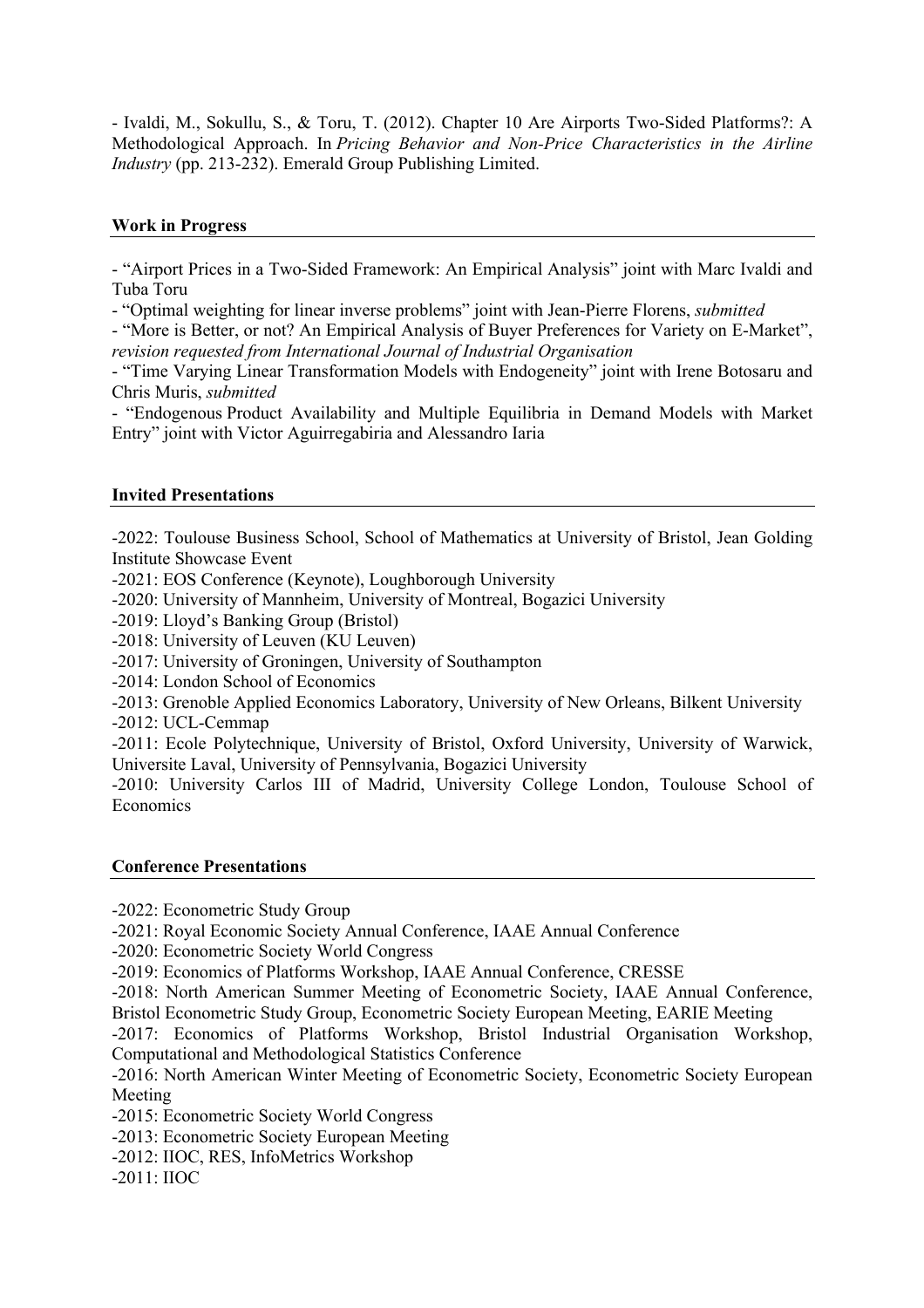- Ivaldi, M., Sokullu, S., & Toru, T. (2012). Chapter 10 Are Airports Two-Sided Platforms?: A Methodological Approach. In *Pricing Behavior and Non-Price Characteristics in the Airline Industry* (pp. 213-232). Emerald Group Publishing Limited.

## Work in Progress

- "Airport Prices in a Two-Sided Framework: An Empirical Analysis" joint with Marc Ivaldi and Tuba Toru
- "Optimal weighting for linear inverse problems" joint with Jean-Pierre Florens, *submitted*
- "More is Better, or not? An Empirical Analysis of Buyer Preferences for Variety on E-Market", *revision requested from International Journal of Industrial Organisation*
- "Time Varying Linear Transformation Models with Endogeneity" joint with Irene Botosaru and Chris Muris, *submitted*
- "Endogenous Product Availability and Multiple Equilibria in Demand Models with Market Entry" joint with Victor Aguirregabiria and Alessandro Iaria

## Invited Presentations

-2022: Toulouse Business School, School of Mathematics at University of Bristol, Jean Golding Institute Showcase Event
-2021: EOS Conference (Keynote), Loughborough University
-2020: University of Mannheim, University of Montreal, Bogazici University
-2019: Lloyd's Banking Group (Bristol)
-2018: University of Leuven (KU Leuven)
-2017: University of Groningen, University of Southampton
-2014: London School of Economics
-2013: Grenoble Applied Economics Laboratory, University of New Orleans, Bilkent University
-2012: UCL-Cemmap
-2011: Ecole Polytechnique, University of Bristol, Oxford University, University of Warwick, Universite Laval, University of Pennsylvania, Bogazici University
-2010: University Carlos III of Madrid, University College London, Toulouse School of Economics

## Conference Presentations

-2022: Econometric Study Group
-2021: Royal Economic Society Annual Conference, IAAE Annual Conference
-2020: Econometric Society World Congress
-2019: Economics of Platforms Workshop, IAAE Annual Conference, CRESSE
-2018: North American Summer Meeting of Econometric Society, IAAE Annual Conference, Bristol Econometric Study Group, Econometric Society European Meeting, EARIE Meeting
-2017: Economics of Platforms Workshop, Bristol Industrial Organisation Workshop, Computational and Methodological Statistics Conference
-2016: North American Winter Meeting of Econometric Society, Econometric Society European Meeting
-2015: Econometric Society World Congress
-2013: Econometric Society European Meeting
-2012: IIOC, RES, InfoMetrics Workshop
-2011: IIOC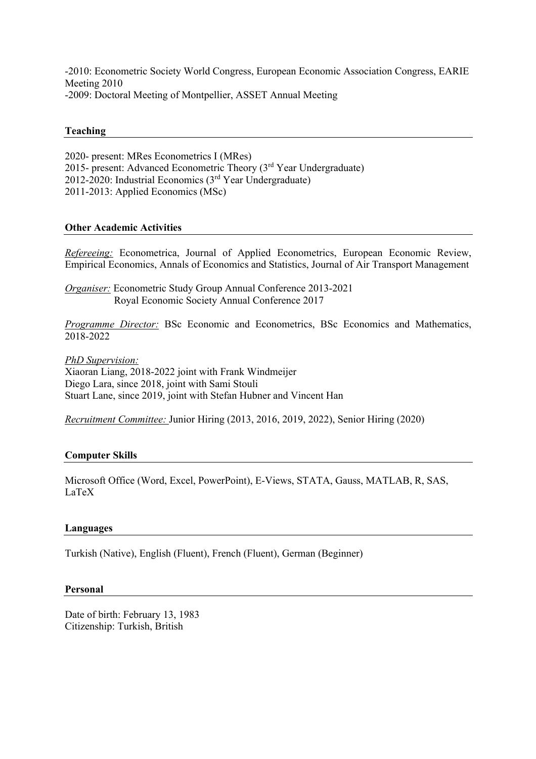-2010: Econometric Society World Congress, European Economic Association Congress, EARIE Meeting 2010
-2009: Doctoral Meeting of Montpellier, ASSET Annual Meeting

## Teaching

2020- present: MRes Econometrics I (MRes)
2015- present: Advanced Econometric Theory (3rd Year Undergraduate)
2012-2020: Industrial Economics (3rd Year Undergraduate)
2011-2013: Applied Economics (MSc)

## Other Academic Activities

*Refereeing:* Econometrica, Journal of Applied Econometrics, European Economic Review, Empirical Economics, Annals of Economics and Statistics, Journal of Air Transport Management

*Organiser:* Econometric Study Group Annual Conference 2013-2021
Royal Economic Society Annual Conference 2017

*Programme Director:* BSc Economic and Econometrics, BSc Economics and Mathematics, 2018-2022

*PhD Supervision:*
Xiaoran Liang, 2018-2022 joint with Frank Windmeijer
Diego Lara, since 2018, joint with Sami Stouli
Stuart Lane, since 2019, joint with Stefan Hubner and Vincent Han

*Recruitment Committee:* Junior Hiring (2013, 2016, 2019, 2022), Senior Hiring (2020)

## Computer Skills

Microsoft Office (Word, Excel, PowerPoint), E-Views, STATA, Gauss, MATLAB, R, SAS, LaTeX

## Languages

Turkish (Native), English (Fluent), French (Fluent), German (Beginner)

## Personal

Date of birth: February 13, 1983
Citizenship: Turkish, British